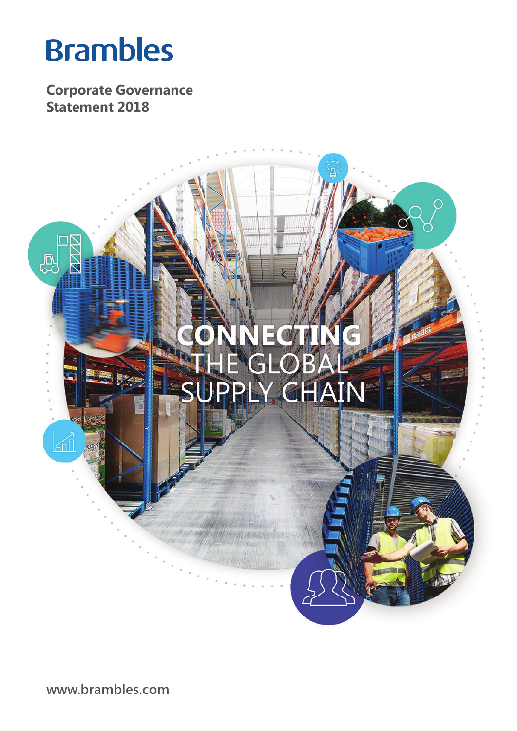# Brambles

**Corporate Governance Statement 2018**

CONNECTING THE GLOBAL SUPPLY CHAIN

www.brambles.com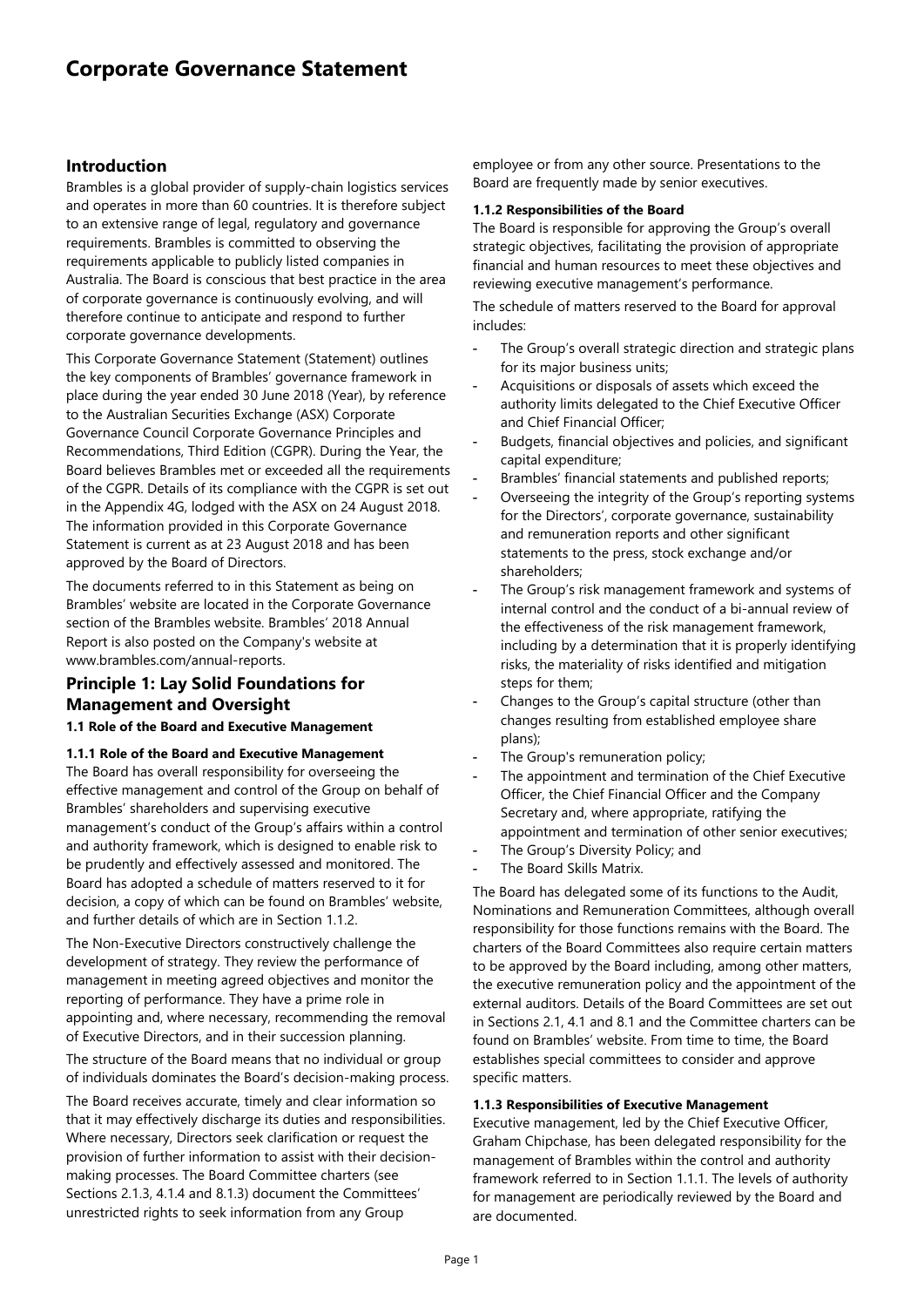# Corporate Governance Statement

## Introduction

Brambles is a global provider of supply-chain logistics services and operates in more than 60 countries. It is therefore subject to an extensive range of legal, regulatory and governance requirements. Brambles is committed to observing the requirements applicable to publicly listed companies in Australia. The Board is conscious that best practice in the area of corporate governance is continuously evolving, and will therefore continue to anticipate and respond to further corporate governance developments.

This Corporate Governance Statement (Statement) outlines the key components of Brambles' governance framework in place during the year ended 30 June 2018 (Year), by reference to the Australian Securities Exchange (ASX) Corporate Governance Council Corporate Governance Principles and Recommendations, Third Edition (CGPR). During the Year, the Board believes Brambles met or exceeded all the requirements of the CGPR. Details of its compliance with the CGPR is set out in the Appendix 4G, lodged with the ASX on 24 August 2018. The information provided in this Corporate Governance Statement is current as at 23 August 2018 and has been approved by the Board of Directors.

The documents referred to in this Statement as being on Brambles' website are located in the Corporate Governance section of the Brambles website. Brambles' 2018 Annual Report is also posted on the Company's website at www.brambles.com/annual-reports.

## Principle 1: Lay Solid Foundations for Management and Oversight

### 1.1 Role of the Board and Executive Management

#### 1.1.1 Role of the Board and Executive Management

The Board has overall responsibility for overseeing the effective management and control of the Group on behalf of Brambles' shareholders and supervising executive management's conduct of the Group's affairs within a control and authority framework, which is designed to enable risk to be prudently and effectively assessed and monitored. The Board has adopted a schedule of matters reserved to it for decision, a copy of which can be found on Brambles' website, and further details of which are in Section 1.1.2.

The Non-Executive Directors constructively challenge the development of strategy. They review the performance of management in meeting agreed objectives and monitor the reporting of performance. They have a prime role in appointing and, where necessary, recommending the removal of Executive Directors, and in their succession planning.

The structure of the Board means that no individual or group of individuals dominates the Board's decision-making process.

The Board receives accurate, timely and clear information so that it may effectively discharge its duties and responsibilities. Where necessary, Directors seek clarification or request the provision of further information to assist with their decision-making processes. The Board Committee charters (see Sections 2.1.3, 4.1.4 and 8.1.3) document the Committees' unrestricted rights to seek information from any Group employee or from any other source. Presentations to the Board are frequently made by senior executives.

#### 1.1.2 Responsibilities of the Board

The Board is responsible for approving the Group's overall strategic objectives, facilitating the provision of appropriate financial and human resources to meet these objectives and reviewing executive management's performance.

The schedule of matters reserved to the Board for approval includes:

- The Group's overall strategic direction and strategic plans for its major business units;
- Acquisitions or disposals of assets which exceed the authority limits delegated to the Chief Executive Officer and Chief Financial Officer;
- Budgets, financial objectives and policies, and significant capital expenditure;
- Brambles' financial statements and published reports;
- Overseeing the integrity of the Group's reporting systems for the Directors', corporate governance, sustainability and remuneration reports and other significant statements to the press, stock exchange and/or shareholders;
- The Group's risk management framework and systems of internal control and the conduct of a bi-annual review of the effectiveness of the risk management framework, including by a determination that it is properly identifying risks, the materiality of risks identified and mitigation steps for them;
- Changes to the Group's capital structure (other than changes resulting from established employee share plans);
- The Group's remuneration policy;
- The appointment and termination of the Chief Executive Officer, the Chief Financial Officer and the Company Secretary and, where appropriate, ratifying the appointment and termination of other senior executives;
- The Group's Diversity Policy; and
- The Board Skills Matrix.

The Board has delegated some of its functions to the Audit, Nominations and Remuneration Committees, although overall responsibility for those functions remains with the Board. The charters of the Board Committees also require certain matters to be approved by the Board including, among other matters, the executive remuneration policy and the appointment of the external auditors. Details of the Board Committees are set out in Sections 2.1, 4.1 and 8.1 and the Committee charters can be found on Brambles' website. From time to time, the Board establishes special committees to consider and approve specific matters.

#### 1.1.3 Responsibilities of Executive Management

Executive management, led by the Chief Executive Officer, Graham Chipchase, has been delegated responsibility for the management of Brambles within the control and authority framework referred to in Section 1.1.1. The levels of authority for management are periodically reviewed by the Board and are documented.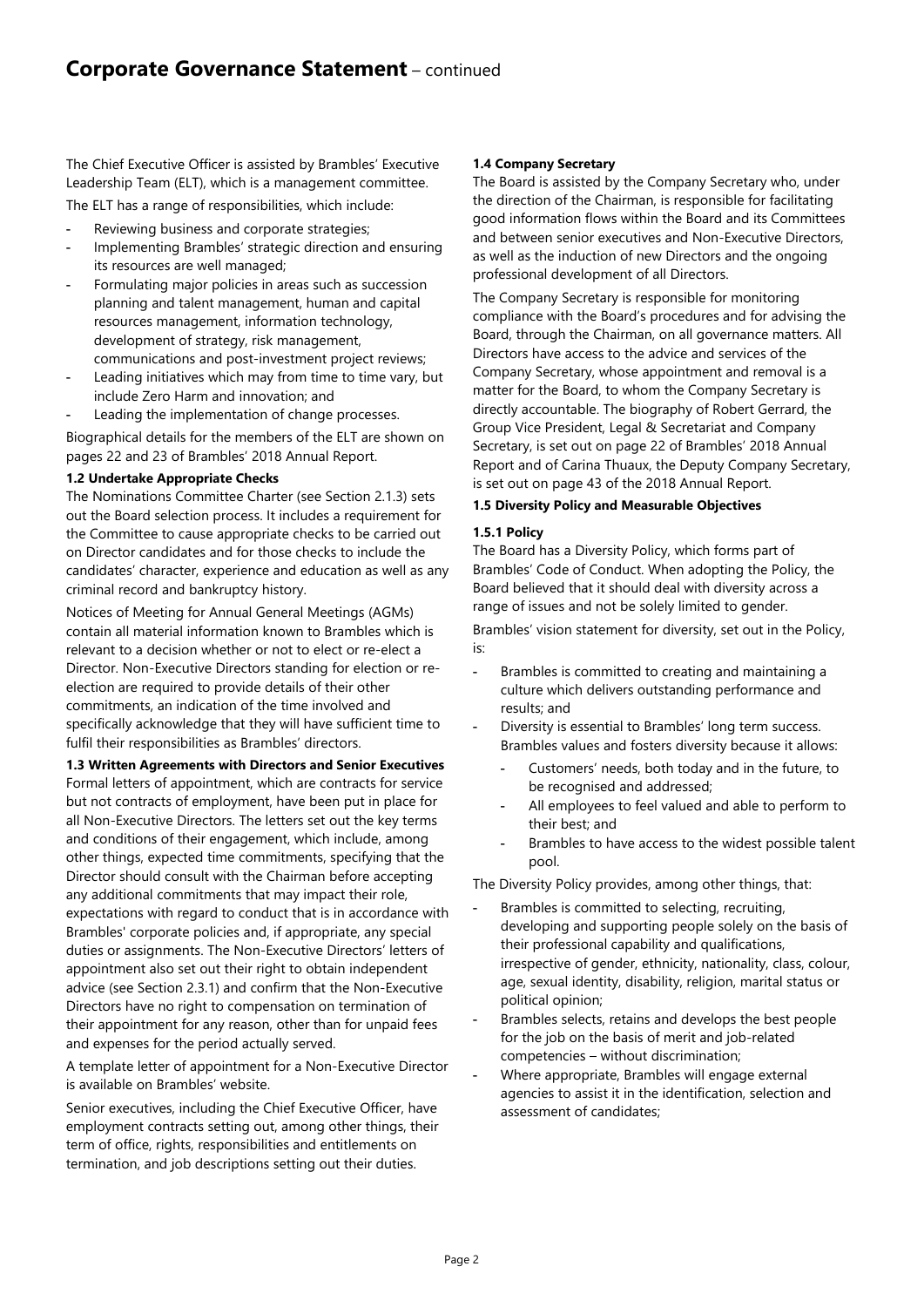# Corporate Governance Statement – continued

The Chief Executive Officer is assisted by Brambles' Executive Leadership Team (ELT), which is a management committee.

The ELT has a range of responsibilities, which include:

- Reviewing business and corporate strategies;
- Implementing Brambles' strategic direction and ensuring its resources are well managed;
- Formulating major policies in areas such as succession planning and talent management, human and capital resources management, information technology, development of strategy, risk management, communications and post-investment project reviews;
- Leading initiatives which may from time to time vary, but include Zero Harm and innovation; and
- Leading the implementation of change processes.

Biographical details for the members of the ELT are shown on pages 22 and 23 of Brambles' 2018 Annual Report.

**1.2 Undertake Appropriate Checks**

The Nominations Committee Charter (see Section 2.1.3) sets out the Board selection process. It includes a requirement for the Committee to cause appropriate checks to be carried out on Director candidates and for those checks to include the candidates' character, experience and education as well as any criminal record and bankruptcy history.

Notices of Meeting for Annual General Meetings (AGMs) contain all material information known to Brambles which is relevant to a decision whether or not to elect or re-elect a Director. Non-Executive Directors standing for election or re-election are required to provide details of their other commitments, an indication of the time involved and specifically acknowledge that they will have sufficient time to fulfil their responsibilities as Brambles' directors.

**1.3 Written Agreements with Directors and Senior Executives**

Formal letters of appointment, which are contracts for service but not contracts of employment, have been put in place for all Non-Executive Directors. The letters set out the key terms and conditions of their engagement, which include, among other things, expected time commitments, specifying that the Director should consult with the Chairman before accepting any additional commitments that may impact their role, expectations with regard to conduct that is in accordance with Brambles' corporate policies and, if appropriate, any special duties or assignments. The Non-Executive Directors' letters of appointment also set out their right to obtain independent advice (see Section 2.3.1) and confirm that the Non-Executive Directors have no right to compensation on termination of their appointment for any reason, other than for unpaid fees and expenses for the period actually served.

A template letter of appointment for a Non-Executive Director is available on Brambles' website.

Senior executives, including the Chief Executive Officer, have employment contracts setting out, among other things, their term of office, rights, responsibilities and entitlements on termination, and job descriptions setting out their duties.

**1.4 Company Secretary**

The Board is assisted by the Company Secretary who, under the direction of the Chairman, is responsible for facilitating good information flows within the Board and its Committees and between senior executives and Non-Executive Directors, as well as the induction of new Directors and the ongoing professional development of all Directors.

The Company Secretary is responsible for monitoring compliance with the Board's procedures and for advising the Board, through the Chairman, on all governance matters. All Directors have access to the advice and services of the Company Secretary, whose appointment and removal is a matter for the Board, to whom the Company Secretary is directly accountable. The biography of Robert Gerrard, the Group Vice President, Legal & Secretariat and Company Secretary, is set out on page 22 of Brambles' 2018 Annual Report and of Carina Thuaux, the Deputy Company Secretary, is set out on page 43 of the 2018 Annual Report.

**1.5 Diversity Policy and Measurable Objectives**

**1.5.1 Policy**

The Board has a Diversity Policy, which forms part of Brambles' Code of Conduct. When adopting the Policy, the Board believed that it should deal with diversity across a range of issues and not be solely limited to gender.

Brambles' vision statement for diversity, set out in the Policy, is:

- Brambles is committed to creating and maintaining a culture which delivers outstanding performance and results; and
- Diversity is essential to Brambles' long term success. Brambles values and fosters diversity because it allows:
  - Customers' needs, both today and in the future, to be recognised and addressed;
  - All employees to feel valued and able to perform to their best; and
  - Brambles to have access to the widest possible talent pool.

The Diversity Policy provides, among other things, that:

- Brambles is committed to selecting, recruiting, developing and supporting people solely on the basis of their professional capability and qualifications, irrespective of gender, ethnicity, nationality, class, colour, age, sexual identity, disability, religion, marital status or political opinion;
- Brambles selects, retains and develops the best people for the job on the basis of merit and job-related competencies – without discrimination;
- Where appropriate, Brambles will engage external agencies to assist it in the identification, selection and assessment of candidates;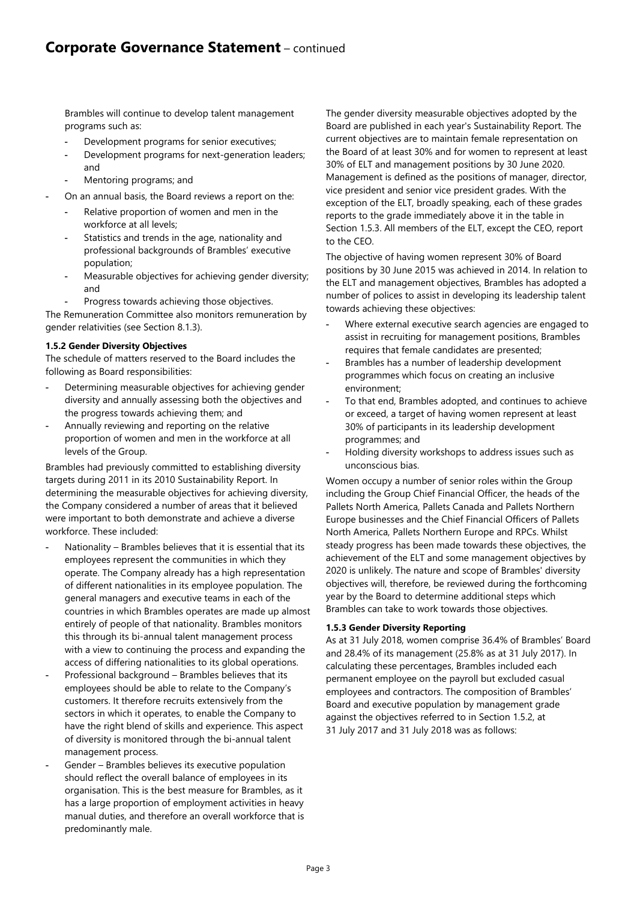Brambles will continue to develop talent management programs such as:

- Development programs for senior executives;
- Development programs for next-generation leaders; and
- Mentoring programs; and

- On an annual basis, the Board reviews a report on the:
  - Relative proportion of women and men in the workforce at all levels;
  - Statistics and trends in the age, nationality and professional backgrounds of Brambles' executive population;
  - Measurable objectives for achieving gender diversity; and
  - Progress towards achieving those objectives.

The Remuneration Committee also monitors remuneration by gender relativities (see Section 8.1.3).

**1.5.2 Gender Diversity Objectives**

The schedule of matters reserved to the Board includes the following as Board responsibilities:

- Determining measurable objectives for achieving gender diversity and annually assessing both the objectives and the progress towards achieving them; and
- Annually reviewing and reporting on the relative proportion of women and men in the workforce at all levels of the Group.

Brambles had previously committed to establishing diversity targets during 2011 in its 2010 Sustainability Report. In determining the measurable objectives for achieving diversity, the Company considered a number of areas that it believed were important to both demonstrate and achieve a diverse workforce. These included:

- Nationality – Brambles believes that it is essential that its employees represent the communities in which they operate. The Company already has a high representation of different nationalities in its employee population. The general managers and executive teams in each of the countries in which Brambles operates are made up almost entirely of people of that nationality. Brambles monitors this through its bi-annual talent management process with a view to continuing the process and expanding the access of differing nationalities to its global operations.
- Professional background – Brambles believes that its employees should be able to relate to the Company's customers. It therefore recruits extensively from the sectors in which it operates, to enable the Company to have the right blend of skills and experience. This aspect of diversity is monitored through the bi-annual talent management process.
- Gender – Brambles believes its executive population should reflect the overall balance of employees in its organisation. This is the best measure for Brambles, as it has a large proportion of employment activities in heavy manual duties, and therefore an overall workforce that is predominantly male.

The gender diversity measurable objectives adopted by the Board are published in each year's Sustainability Report. The current objectives are to maintain female representation on the Board of at least 30% and for women to represent at least 30% of ELT and management positions by 30 June 2020. Management is defined as the positions of manager, director, vice president and senior vice president grades. With the exception of the ELT, broadly speaking, each of these grades reports to the grade immediately above it in the table in Section 1.5.3. All members of the ELT, except the CEO, report to the CEO.

The objective of having women represent 30% of Board positions by 30 June 2015 was achieved in 2014. In relation to the ELT and management objectives, Brambles has adopted a number of polices to assist in developing its leadership talent towards achieving these objectives:

- Where external executive search agencies are engaged to assist in recruiting for management positions, Brambles requires that female candidates are presented;
- Brambles has a number of leadership development programmes which focus on creating an inclusive environment;
- To that end, Brambles adopted, and continues to achieve or exceed, a target of having women represent at least 30% of participants in its leadership development programmes; and
- Holding diversity workshops to address issues such as unconscious bias.

Women occupy a number of senior roles within the Group including the Group Chief Financial Officer, the heads of the Pallets North America, Pallets Canada and Pallets Northern Europe businesses and the Chief Financial Officers of Pallets North America, Pallets Northern Europe and RPCs. Whilst steady progress has been made towards these objectives, the achievement of the ELT and some management objectives by 2020 is unlikely. The nature and scope of Brambles' diversity objectives will, therefore, be reviewed during the forthcoming year by the Board to determine additional steps which Brambles can take to work towards those objectives.

**1.5.3 Gender Diversity Reporting**

As at 31 July 2018, women comprise 36.4% of Brambles' Board and 28.4% of its management (25.8% as at 31 July 2017). In calculating these percentages, Brambles included each permanent employee on the payroll but excluded casual employees and contractors. The composition of Brambles' Board and executive population by management grade against the objectives referred to in Section 1.5.2, at 31 July 2017 and 31 July 2018 was as follows: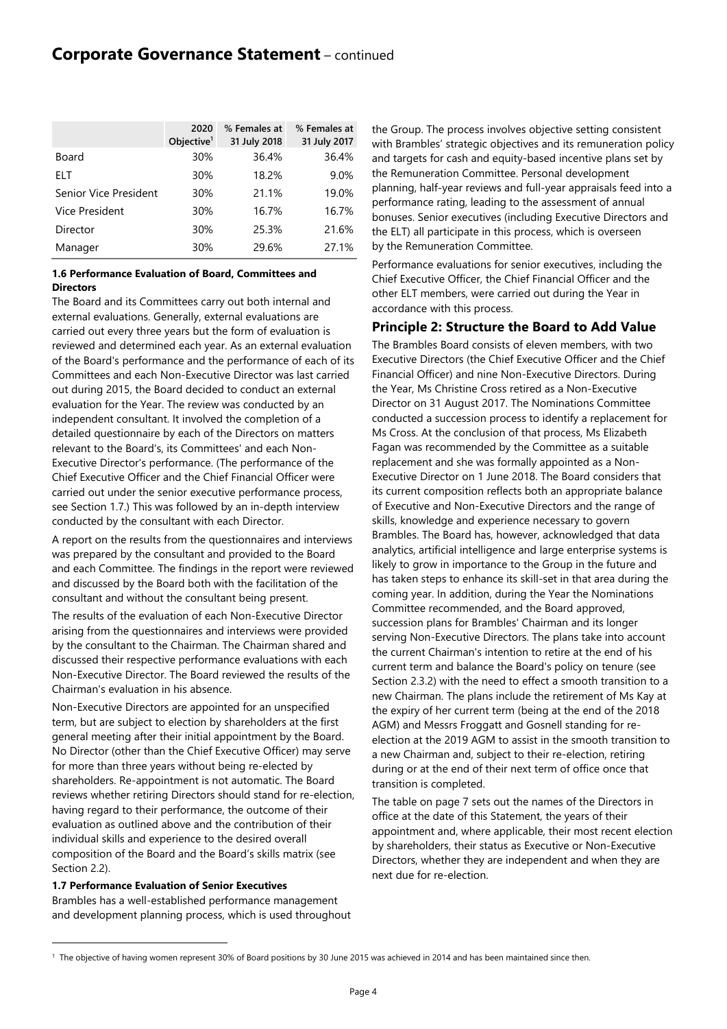|  | 2020 Objective[1] | % Females at 31 July 2018 | % Females at 31 July 2017 |
| --- | --- | --- | --- |
| Board | 30% | 36.4% | 36.4% |
| ELT | 30% | 18.2% | 9.0% |
| Senior Vice President | 30% | 21.1% | 19.0% |
| Vice President | 30% | 16.7% | 16.7% |
| Director | 30% | 25.3% | 21.6% |
| Manager | 30% | 29.6% | 27.1% |

**1.6 Performance Evaluation of Board, Committees and Directors**

The Board and its Committees carry out both internal and external evaluations. Generally, external evaluations are carried out every three years but the form of evaluation is reviewed and determined each year. As an external evaluation of the Board's performance and the performance of each of its Committees and each Non-Executive Director was last carried out during 2015, the Board decided to conduct an external evaluation for the Year. The review was conducted by an independent consultant. It involved the completion of a detailed questionnaire by each of the Directors on matters relevant to the Board's, its Committees' and each Non-Executive Director's performance. (The performance of the Chief Executive Officer and the Chief Financial Officer were carried out under the senior executive performance process, see Section 1.7.) This was followed by an in-depth interview conducted by the consultant with each Director.

A report on the results from the questionnaires and interviews was prepared by the consultant and provided to the Board and each Committee. The findings in the report were reviewed and discussed by the Board both with the facilitation of the consultant and without the consultant being present.

The results of the evaluation of each Non-Executive Director arising from the questionnaires and interviews were provided by the consultant to the Chairman. The Chairman shared and discussed their respective performance evaluations with each Non-Executive Director. The Board reviewed the results of the Chairman's evaluation in his absence.

Non-Executive Directors are appointed for an unspecified term, but are subject to election by shareholders at the first general meeting after their initial appointment by the Board. No Director (other than the Chief Executive Officer) may serve for more than three years without being re-elected by shareholders. Re-appointment is not automatic. The Board reviews whether retiring Directors should stand for re-election, having regard to their performance, the outcome of their evaluation as outlined above and the contribution of their individual skills and experience to the desired overall composition of the Board and the Board's skills matrix (see Section 2.2).

**1.7 Performance Evaluation of Senior Executives**

Brambles has a well-established performance management and development planning process, which is used throughout the Group. The process involves objective setting consistent with Brambles' strategic objectives and its remuneration policy and targets for cash and equity-based incentive plans set by the Remuneration Committee. Personal development planning, half-year reviews and full-year appraisals feed into a performance rating, leading to the assessment of annual bonuses. Senior executives (including Executive Directors and the ELT) all participate in this process, which is overseen by the Remuneration Committee.

Performance evaluations for senior executives, including the Chief Executive Officer, the Chief Financial Officer and the other ELT members, were carried out during the Year in accordance with this process.

## Principle 2: Structure the Board to Add Value

The Brambles Board consists of eleven members, with two Executive Directors (the Chief Executive Officer and the Chief Financial Officer) and nine Non-Executive Directors. During the Year, Ms Christine Cross retired as a Non-Executive Director on 31 August 2017. The Nominations Committee conducted a succession process to identify a replacement for Ms Cross. At the conclusion of that process, Ms Elizabeth Fagan was recommended by the Committee as a suitable replacement and she was formally appointed as a Non-Executive Director on 1 June 2018. The Board considers that its current composition reflects both an appropriate balance of Executive and Non-Executive Directors and the range of skills, knowledge and experience necessary to govern Brambles. The Board has, however, acknowledged that data analytics, artificial intelligence and large enterprise systems is likely to grow in importance to the Group in the future and has taken steps to enhance its skill-set in that area during the coming year. In addition, during the Year the Nominations Committee recommended, and the Board approved, succession plans for Brambles' Chairman and its longer serving Non-Executive Directors. The plans take into account the current Chairman's intention to retire at the end of his current term and balance the Board's policy on tenure (see Section 2.3.2) with the need to effect a smooth transition to a new Chairman. The plans include the retirement of Ms Kay at the expiry of her current term (being at the end of the 2018 AGM) and Messrs Froggatt and Gosnell standing for re-election at the 2019 AGM to assist in the smooth transition to a new Chairman and, subject to their re-election, retiring during or at the end of their next term of office once that transition is completed.

The table on page 7 sets out the names of the Directors in office at the date of this Statement, the years of their appointment and, where applicable, their most recent election by shareholders, their status as Executive or Non-Executive Directors, whether they are independent and when they are next due for re-election.

[1] The objective of having women represent 30% of Board positions by 30 June 2015 was achieved in 2014 and has been maintained since then.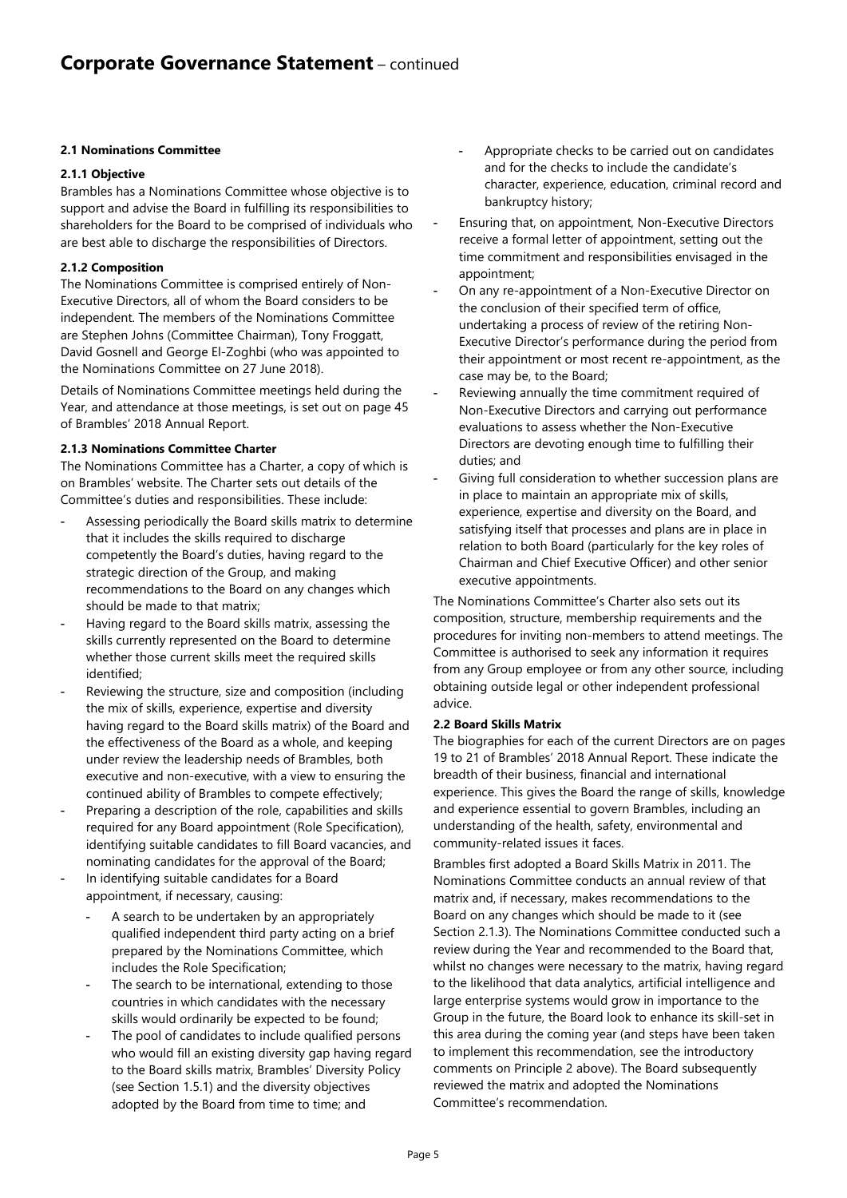#### 2.1 Nominations Committee

#### 2.1.1 Objective

Brambles has a Nominations Committee whose objective is to support and advise the Board in fulfilling its responsibilities to shareholders for the Board to be comprised of individuals who are best able to discharge the responsibilities of Directors.

#### 2.1.2 Composition

The Nominations Committee is comprised entirely of Non-Executive Directors, all of whom the Board considers to be independent. The members of the Nominations Committee are Stephen Johns (Committee Chairman), Tony Froggatt, David Gosnell and George El-Zoghbi (who was appointed to the Nominations Committee on 27 June 2018).

Details of Nominations Committee meetings held during the Year, and attendance at those meetings, is set out on page 45 of Brambles' 2018 Annual Report.

#### 2.1.3 Nominations Committee Charter

The Nominations Committee has a Charter, a copy of which is on Brambles' website. The Charter sets out details of the Committee's duties and responsibilities. These include:

- Assessing periodically the Board skills matrix to determine that it includes the skills required to discharge competently the Board's duties, having regard to the strategic direction of the Group, and making recommendations to the Board on any changes which should be made to that matrix;
- Having regard to the Board skills matrix, assessing the skills currently represented on the Board to determine whether those current skills meet the required skills identified;
- Reviewing the structure, size and composition (including the mix of skills, experience, expertise and diversity having regard to the Board skills matrix) of the Board and the effectiveness of the Board as a whole, and keeping under review the leadership needs of Brambles, both executive and non-executive, with a view to ensuring the continued ability of Brambles to compete effectively;
- Preparing a description of the role, capabilities and skills required for any Board appointment (Role Specification), identifying suitable candidates to fill Board vacancies, and nominating candidates for the approval of the Board;
- In identifying suitable candidates for a Board appointment, if necessary, causing:
  - A search to be undertaken by an appropriately qualified independent third party acting on a brief prepared by the Nominations Committee, which includes the Role Specification;
  - The search to be international, extending to those countries in which candidates with the necessary skills would ordinarily be expected to be found;
  - The pool of candidates to include qualified persons who would fill an existing diversity gap having regard to the Board skills matrix, Brambles' Diversity Policy (see Section 1.5.1) and the diversity objectives adopted by the Board from time to time; and
  - Appropriate checks to be carried out on candidates and for the checks to include the candidate's character, experience, education, criminal record and bankruptcy history;
- Ensuring that, on appointment, Non-Executive Directors receive a formal letter of appointment, setting out the time commitment and responsibilities envisaged in the appointment;
- On any re-appointment of a Non-Executive Director on the conclusion of their specified term of office, undertaking a process of review of the retiring Non-Executive Director's performance during the period from their appointment or most recent re-appointment, as the case may be, to the Board;
- Reviewing annually the time commitment required of Non-Executive Directors and carrying out performance evaluations to assess whether the Non-Executive Directors are devoting enough time to fulfilling their duties; and
- Giving full consideration to whether succession plans are in place to maintain an appropriate mix of skills, experience, expertise and diversity on the Board, and satisfying itself that processes and plans are in place in relation to both Board (particularly for the key roles of Chairman and Chief Executive Officer) and other senior executive appointments.

The Nominations Committee's Charter also sets out its composition, structure, membership requirements and the procedures for inviting non-members to attend meetings. The Committee is authorised to seek any information it requires from any Group employee or from any other source, including obtaining outside legal or other independent professional advice.

#### 2.2 Board Skills Matrix

The biographies for each of the current Directors are on pages 19 to 21 of Brambles' 2018 Annual Report. These indicate the breadth of their business, financial and international experience. This gives the Board the range of skills, knowledge and experience essential to govern Brambles, including an understanding of the health, safety, environmental and community-related issues it faces.

Brambles first adopted a Board Skills Matrix in 2011. The Nominations Committee conducts an annual review of that matrix and, if necessary, makes recommendations to the Board on any changes which should be made to it (see Section 2.1.3). The Nominations Committee conducted such a review during the Year and recommended to the Board that, whilst no changes were necessary to the matrix, having regard to the likelihood that data analytics, artificial intelligence and large enterprise systems would grow in importance to the Group in the future, the Board look to enhance its skill-set in this area during the coming year (and steps have been taken to implement this recommendation, see the introductory comments on Principle 2 above). The Board subsequently reviewed the matrix and adopted the Nominations Committee's recommendation.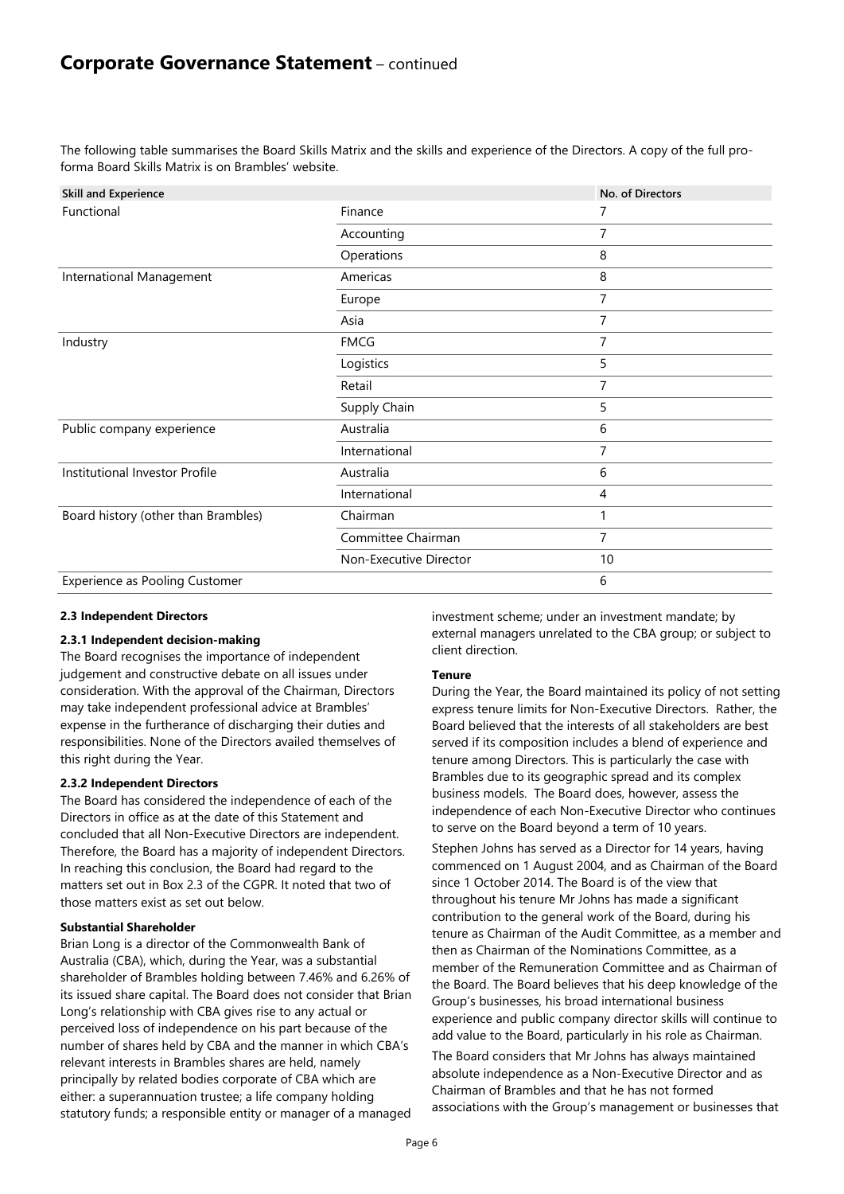# Corporate Governance Statement – continued

The following table summarises the Board Skills Matrix and the skills and experience of the Directors. A copy of the full pro-forma Board Skills Matrix is on Brambles' website.

| Skill and Experience | | No. of Directors |
|---|---|---|
| Functional | Finance | 7 |
| | Accounting | 7 |
| | Operations | 8 |
| International Management | Americas | 8 |
| | Europe | 7 |
| | Asia | 7 |
| Industry | FMCG | 7 |
| | Logistics | 5 |
| | Retail | 7 |
| | Supply Chain | 5 |
| Public company experience | Australia | 6 |
| | International | 7 |
| Institutional Investor Profile | Australia | 6 |
| | International | 4 |
| Board history (other than Brambles) | Chairman | 1 |
| | Committee Chairman | 7 |
| | Non-Executive Director | 10 |
| Experience as Pooling Customer | | 6 |

**2.3 Independent Directors**

**2.3.1 Independent decision-making**

The Board recognises the importance of independent judgement and constructive debate on all issues under consideration. With the approval of the Chairman, Directors may take independent professional advice at Brambles' expense in the furtherance of discharging their duties and responsibilities. None of the Directors availed themselves of this right during the Year.

**2.3.2 Independent Directors**

The Board has considered the independence of each of the Directors in office as at the date of this Statement and concluded that all Non-Executive Directors are independent. Therefore, the Board has a majority of independent Directors. In reaching this conclusion, the Board had regard to the matters set out in Box 2.3 of the CGPR. It noted that two of those matters exist as set out below.

**Substantial Shareholder**

Brian Long is a director of the Commonwealth Bank of Australia (CBA), which, during the Year, was a substantial shareholder of Brambles holding between 7.46% and 6.26% of its issued share capital. The Board does not consider that Brian Long's relationship with CBA gives rise to any actual or perceived loss of independence on his part because of the number of shares held by CBA and the manner in which CBA's relevant interests in Brambles shares are held, namely principally by related bodies corporate of CBA which are either: a superannuation trustee; a life company holding statutory funds; a responsible entity or manager of a managed investment scheme; under an investment mandate; by external managers unrelated to the CBA group; or subject to client direction.

**Tenure**

During the Year, the Board maintained its policy of not setting express tenure limits for Non-Executive Directors. Rather, the Board believed that the interests of all stakeholders are best served if its composition includes a blend of experience and tenure among Directors. This is particularly the case with Brambles due to its geographic spread and its complex business models. The Board does, however, assess the independence of each Non-Executive Director who continues to serve on the Board beyond a term of 10 years.

Stephen Johns has served as a Director for 14 years, having commenced on 1 August 2004, and as Chairman of the Board since 1 October 2014. The Board is of the view that throughout his tenure Mr Johns has made a significant contribution to the general work of the Board, during his tenure as Chairman of the Audit Committee, as a member and then as Chairman of the Nominations Committee, as a member of the Remuneration Committee and as Chairman of the Board. The Board believes that his deep knowledge of the Group's businesses, his broad international business experience and public company director skills will continue to add value to the Board, particularly in his role as Chairman.

The Board considers that Mr Johns has always maintained absolute independence as a Non-Executive Director and as Chairman of Brambles and that he has not formed associations with the Group's management or businesses that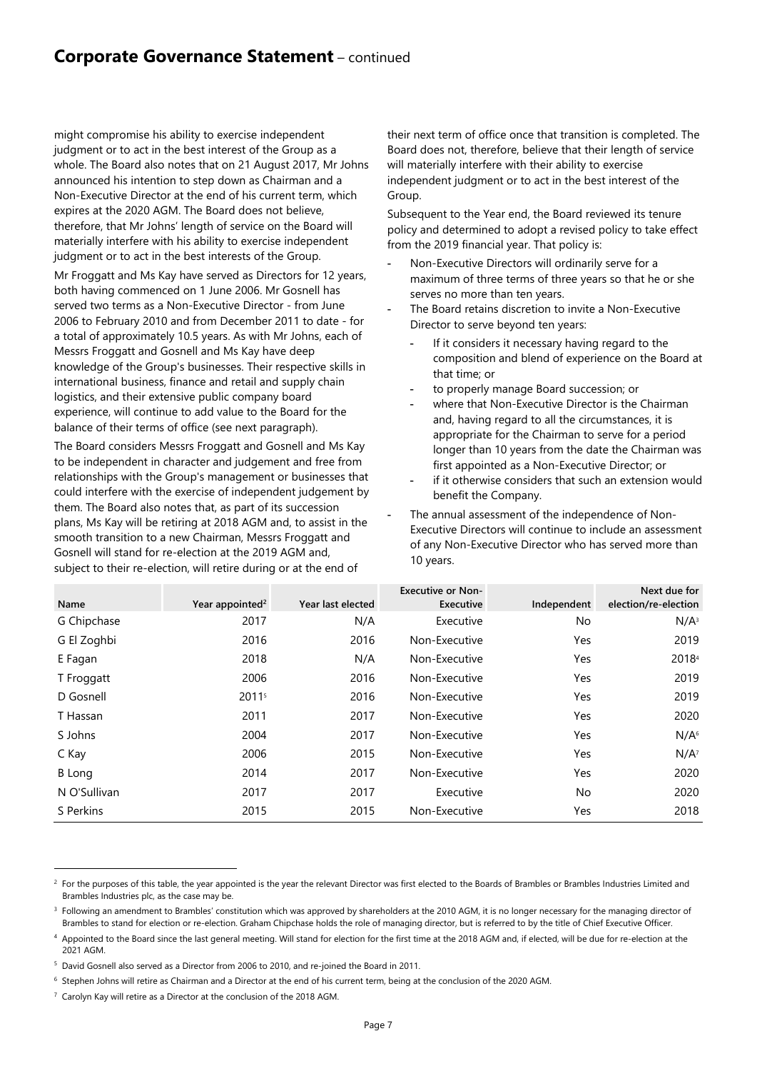might compromise his ability to exercise independent judgment or to act in the best interest of the Group as a whole. The Board also notes that on 21 August 2017, Mr Johns announced his intention to step down as Chairman and a Non-Executive Director at the end of his current term, which expires at the 2020 AGM. The Board does not believe, therefore, that Mr Johns' length of service on the Board will materially interfere with his ability to exercise independent judgment or to act in the best interests of the Group.

Mr Froggatt and Ms Kay have served as Directors for 12 years, both having commenced on 1 June 2006. Mr Gosnell has served two terms as a Non-Executive Director - from June 2006 to February 2010 and from December 2011 to date - for a total of approximately 10.5 years. As with Mr Johns, each of Messrs Froggatt and Gosnell and Ms Kay have deep knowledge of the Group's businesses. Their respective skills in international business, finance and retail and supply chain logistics, and their extensive public company board experience, will continue to add value to the Board for the balance of their terms of office (see next paragraph).

The Board considers Messrs Froggatt and Gosnell and Ms Kay to be independent in character and judgement and free from relationships with the Group's management or businesses that could interfere with the exercise of independent judgement by them. The Board also notes that, as part of its succession plans, Ms Kay will be retiring at 2018 AGM and, to assist in the smooth transition to a new Chairman, Messrs Froggatt and Gosnell will stand for re-election at the 2019 AGM and, subject to their re-election, will retire during or at the end of their next term of office once that transition is completed. The Board does not, therefore, believe that their length of service will materially interfere with their ability to exercise independent judgment or to act in the best interest of the Group.

Subsequent to the Year end, the Board reviewed its tenure policy and determined to adopt a revised policy to take effect from the 2019 financial year. That policy is:

- Non-Executive Directors will ordinarily serve for a maximum of three terms of three years so that he or she serves no more than ten years.
- The Board retains discretion to invite a Non-Executive Director to serve beyond ten years:
  - If it considers it necessary having regard to the composition and blend of experience on the Board at that time; or
  - to properly manage Board succession; or
  - where that Non-Executive Director is the Chairman and, having regard to all the circumstances, it is appropriate for the Chairman to serve for a period longer than 10 years from the date the Chairman was first appointed as a Non-Executive Director; or
  - if it otherwise considers that such an extension would benefit the Company.
- The annual assessment of the independence of Non-Executive Directors will continue to include an assessment of any Non-Executive Director who has served more than 10 years.

| Name | Year appointed[2] | Year last elected | Executive or Non-Executive | Independent | Next due for election/re-election |
|---|---|---|---|---|---|
| G Chipchase | 2017 | N/A | Executive | No | N/A[3] |
| G El Zoghbi | 2016 | 2016 | Non-Executive | Yes | 2019 |
| E Fagan | 2018 | N/A | Non-Executive | Yes | 2018[4] |
| T Froggatt | 2006 | 2016 | Non-Executive | Yes | 2019 |
| D Gosnell | 2011[5] | 2016 | Non-Executive | Yes | 2019 |
| T Hassan | 2011 | 2017 | Non-Executive | Yes | 2020 |
| S Johns | 2004 | 2017 | Non-Executive | Yes | N/A[6] |
| C Kay | 2006 | 2015 | Non-Executive | Yes | N/A[7] |
| B Long | 2014 | 2017 | Non-Executive | Yes | 2020 |
| N O'Sullivan | 2017 | 2017 | Executive | No | 2020 |
| S Perkins | 2015 | 2015 | Non-Executive | Yes | 2018 |

[2] For the purposes of this table, the year appointed is the year the relevant Director was first elected to the Boards of Brambles or Brambles Industries Limited and Brambles Industries plc, as the case may be.

[3] Following an amendment to Brambles' constitution which was approved by shareholders at the 2010 AGM, it is no longer necessary for the managing director of Brambles to stand for election or re-election. Graham Chipchase holds the role of managing director, but is referred to by the title of Chief Executive Officer.

[4] Appointed to the Board since the last general meeting. Will stand for election for the first time at the 2018 AGM and, if elected, will be due for re-election at the 2021 AGM.

[5] David Gosnell also served as a Director from 2006 to 2010, and re-joined the Board in 2011.

[6] Stephen Johns will retire as Chairman and a Director at the end of his current term, being at the conclusion of the 2020 AGM.

[7] Carolyn Kay will retire as a Director at the conclusion of the 2018 AGM.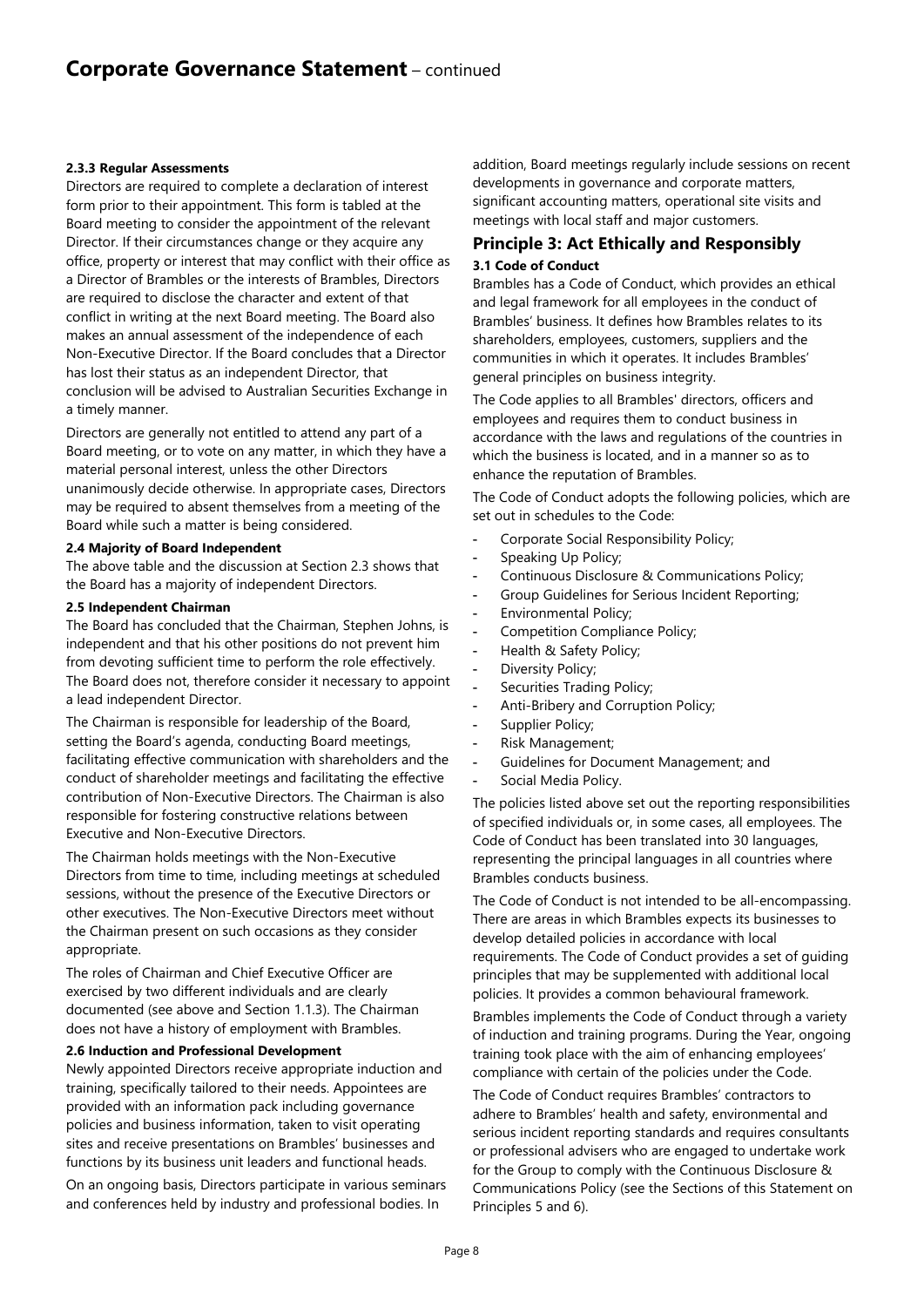#### 2.3.3 Regular Assessments

Directors are required to complete a declaration of interest form prior to their appointment. This form is tabled at the Board meeting to consider the appointment of the relevant Director. If their circumstances change or they acquire any office, property or interest that may conflict with their office as a Director of Brambles or the interests of Brambles, Directors are required to disclose the character and extent of that conflict in writing at the next Board meeting. The Board also makes an annual assessment of the independence of each Non-Executive Director. If the Board concludes that a Director has lost their status as an independent Director, that conclusion will be advised to Australian Securities Exchange in a timely manner.

Directors are generally not entitled to attend any part of a Board meeting, or to vote on any matter, in which they have a material personal interest, unless the other Directors unanimously decide otherwise. In appropriate cases, Directors may be required to absent themselves from a meeting of the Board while such a matter is being considered.

#### 2.4 Majority of Board Independent

The above table and the discussion at Section 2.3 shows that the Board has a majority of independent Directors.

#### 2.5 Independent Chairman

The Board has concluded that the Chairman, Stephen Johns, is independent and that his other positions do not prevent him from devoting sufficient time to perform the role effectively. The Board does not, therefore consider it necessary to appoint a lead independent Director.

The Chairman is responsible for leadership of the Board, setting the Board's agenda, conducting Board meetings, facilitating effective communication with shareholders and the conduct of shareholder meetings and facilitating the effective contribution of Non-Executive Directors. The Chairman is also responsible for fostering constructive relations between Executive and Non-Executive Directors.

The Chairman holds meetings with the Non-Executive Directors from time to time, including meetings at scheduled sessions, without the presence of the Executive Directors or other executives. The Non-Executive Directors meet without the Chairman present on such occasions as they consider appropriate.

The roles of Chairman and Chief Executive Officer are exercised by two different individuals and are clearly documented (see above and Section 1.1.3). The Chairman does not have a history of employment with Brambles.

#### 2.6 Induction and Professional Development

Newly appointed Directors receive appropriate induction and training, specifically tailored to their needs. Appointees are provided with an information pack including governance policies and business information, taken to visit operating sites and receive presentations on Brambles' businesses and functions by its business unit leaders and functional heads.

On an ongoing basis, Directors participate in various seminars and conferences held by industry and professional bodies. In addition, Board meetings regularly include sessions on recent developments in governance and corporate matters, significant accounting matters, operational site visits and meetings with local staff and major customers.

## Principle 3: Act Ethically and Responsibly

#### 3.1 Code of Conduct

Brambles has a Code of Conduct, which provides an ethical and legal framework for all employees in the conduct of Brambles' business. It defines how Brambles relates to its shareholders, employees, customers, suppliers and the communities in which it operates. It includes Brambles' general principles on business integrity.

The Code applies to all Brambles' directors, officers and employees and requires them to conduct business in accordance with the laws and regulations of the countries in which the business is located, and in a manner so as to enhance the reputation of Brambles.

The Code of Conduct adopts the following policies, which are set out in schedules to the Code:

- Corporate Social Responsibility Policy;
- Speaking Up Policy;
- Continuous Disclosure & Communications Policy;
- Group Guidelines for Serious Incident Reporting;
- Environmental Policy;
- Competition Compliance Policy;
- Health & Safety Policy;
- Diversity Policy;
- Securities Trading Policy;
- Anti-Bribery and Corruption Policy;
- Supplier Policy;
- Risk Management;
- Guidelines for Document Management; and
- Social Media Policy.

The policies listed above set out the reporting responsibilities of specified individuals or, in some cases, all employees. The Code of Conduct has been translated into 30 languages, representing the principal languages in all countries where Brambles conducts business.

The Code of Conduct is not intended to be all-encompassing. There are areas in which Brambles expects its businesses to develop detailed policies in accordance with local requirements. The Code of Conduct provides a set of guiding principles that may be supplemented with additional local policies. It provides a common behavioural framework.

Brambles implements the Code of Conduct through a variety of induction and training programs. During the Year, ongoing training took place with the aim of enhancing employees' compliance with certain of the policies under the Code.

The Code of Conduct requires Brambles' contractors to adhere to Brambles' health and safety, environmental and serious incident reporting standards and requires consultants or professional advisers who are engaged to undertake work for the Group to comply with the Continuous Disclosure & Communications Policy (see the Sections of this Statement on Principles 5 and 6).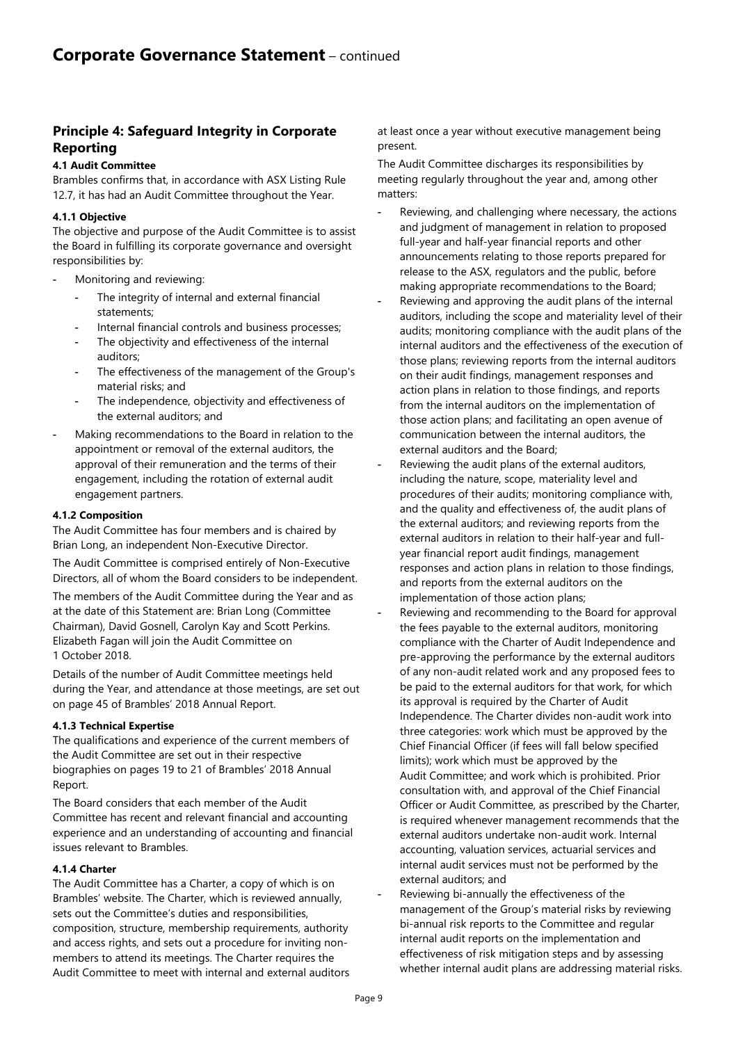## Principle 4: Safeguard Integrity in Corporate Reporting

#### 4.1 Audit Committee

Brambles confirms that, in accordance with ASX Listing Rule 12.7, it has had an Audit Committee throughout the Year.

#### 4.1.1 Objective

The objective and purpose of the Audit Committee is to assist the Board in fulfilling its corporate governance and oversight responsibilities by:

- Monitoring and reviewing:
  - The integrity of internal and external financial statements;
  - Internal financial controls and business processes;
  - The objectivity and effectiveness of the internal auditors;
  - The effectiveness of the management of the Group's material risks; and
  - The independence, objectivity and effectiveness of the external auditors; and
- Making recommendations to the Board in relation to the appointment or removal of the external auditors, the approval of their remuneration and the terms of their engagement, including the rotation of external audit engagement partners.

#### 4.1.2 Composition

The Audit Committee has four members and is chaired by Brian Long, an independent Non-Executive Director.

The Audit Committee is comprised entirely of Non-Executive Directors, all of whom the Board considers to be independent.

The members of the Audit Committee during the Year and as at the date of this Statement are: Brian Long (Committee Chairman), David Gosnell, Carolyn Kay and Scott Perkins. Elizabeth Fagan will join the Audit Committee on 1 October 2018.

Details of the number of Audit Committee meetings held during the Year, and attendance at those meetings, are set out on page 45 of Brambles' 2018 Annual Report.

#### 4.1.3 Technical Expertise

The qualifications and experience of the current members of the Audit Committee are set out in their respective biographies on pages 19 to 21 of Brambles' 2018 Annual Report.

The Board considers that each member of the Audit Committee has recent and relevant financial and accounting experience and an understanding of accounting and financial issues relevant to Brambles.

#### 4.1.4 Charter

The Audit Committee has a Charter, a copy of which is on Brambles' website. The Charter, which is reviewed annually, sets out the Committee's duties and responsibilities, composition, structure, membership requirements, authority and access rights, and sets out a procedure for inviting non-members to attend its meetings. The Charter requires the Audit Committee to meet with internal and external auditors at least once a year without executive management being present.

The Audit Committee discharges its responsibilities by meeting regularly throughout the year and, among other matters:

- Reviewing, and challenging where necessary, the actions and judgment of management in relation to proposed full-year and half-year financial reports and other announcements relating to those reports prepared for release to the ASX, regulators and the public, before making appropriate recommendations to the Board;
- Reviewing and approving the audit plans of the internal auditors, including the scope and materiality level of their audits; monitoring compliance with the audit plans of the internal auditors and the effectiveness of the execution of those plans; reviewing reports from the internal auditors on their audit findings, management responses and action plans in relation to those findings, and reports from the internal auditors on the implementation of those action plans; and facilitating an open avenue of communication between the internal auditors, the external auditors and the Board;
- Reviewing the audit plans of the external auditors, including the nature, scope, materiality level and procedures of their audits; monitoring compliance with, and the quality and effectiveness of, the audit plans of the external auditors; and reviewing reports from the external auditors in relation to their half-year and full-year financial report audit findings, management responses and action plans in relation to those findings, and reports from the external auditors on the implementation of those action plans;
- Reviewing and recommending to the Board for approval the fees payable to the external auditors, monitoring compliance with the Charter of Audit Independence and pre-approving the performance by the external auditors of any non-audit related work and any proposed fees to be paid to the external auditors for that work, for which its approval is required by the Charter of Audit Independence. The Charter divides non-audit work into three categories: work which must be approved by the Chief Financial Officer (if fees will fall below specified limits); work which must be approved by the Audit Committee; and work which is prohibited. Prior consultation with, and approval of the Chief Financial Officer or Audit Committee, as prescribed by the Charter, is required whenever management recommends that the external auditors undertake non-audit work. Internal accounting, valuation services, actuarial services and internal audit services must not be performed by the external auditors; and
- Reviewing bi-annually the effectiveness of the management of the Group's material risks by reviewing bi-annual risk reports to the Committee and regular internal audit reports on the implementation and effectiveness of risk mitigation steps and by assessing whether internal audit plans are addressing material risks.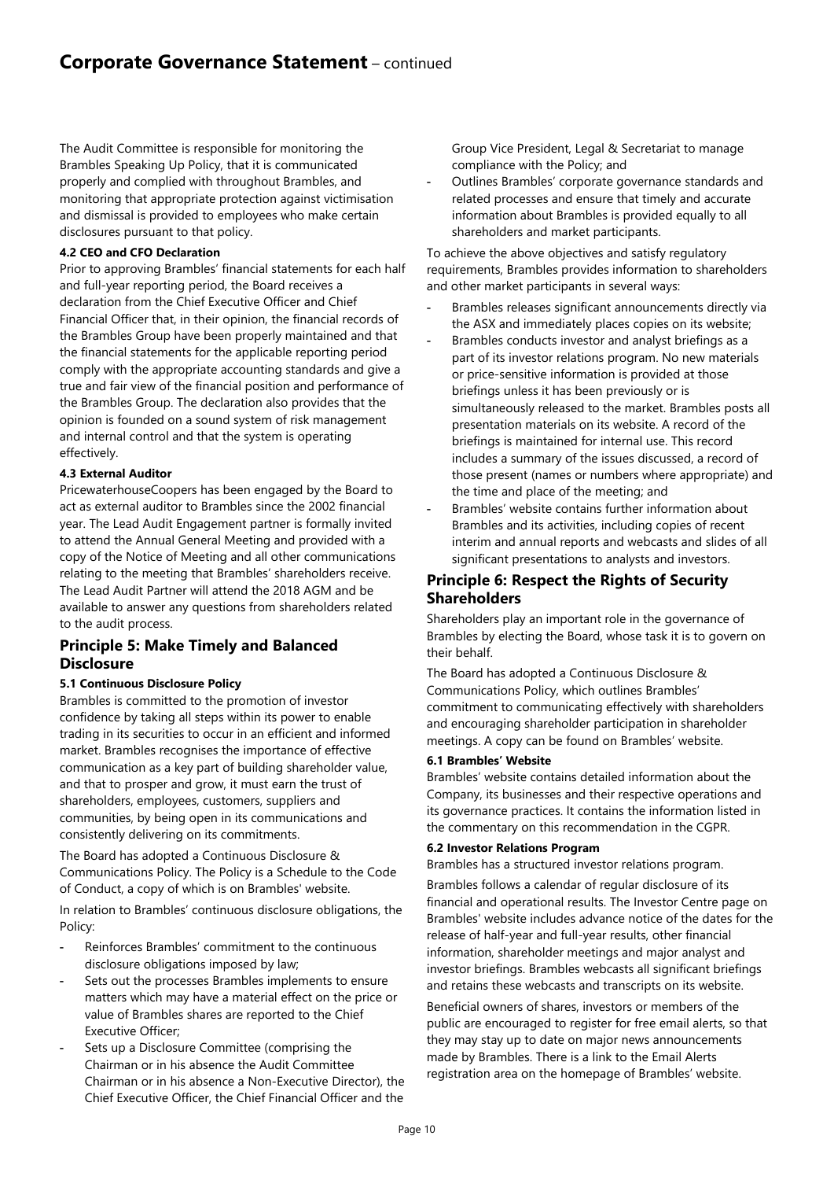The Audit Committee is responsible for monitoring the Brambles Speaking Up Policy, that it is communicated properly and complied with throughout Brambles, and monitoring that appropriate protection against victimisation and dismissal is provided to employees who make certain disclosures pursuant to that policy.

#### 4.2 CEO and CFO Declaration

Prior to approving Brambles' financial statements for each half and full-year reporting period, the Board receives a declaration from the Chief Executive Officer and Chief Financial Officer that, in their opinion, the financial records of the Brambles Group have been properly maintained and that the financial statements for the applicable reporting period comply with the appropriate accounting standards and give a true and fair view of the financial position and performance of the Brambles Group. The declaration also provides that the opinion is founded on a sound system of risk management and internal control and that the system is operating effectively.

#### 4.3 External Auditor

PricewaterhouseCoopers has been engaged by the Board to act as external auditor to Brambles since the 2002 financial year. The Lead Audit Engagement partner is formally invited to attend the Annual General Meeting and provided with a copy of the Notice of Meeting and all other communications relating to the meeting that Brambles' shareholders receive. The Lead Audit Partner will attend the 2018 AGM and be available to answer any questions from shareholders related to the audit process.

## Principle 5: Make Timely and Balanced Disclosure

#### 5.1 Continuous Disclosure Policy

Brambles is committed to the promotion of investor confidence by taking all steps within its power to enable trading in its securities to occur in an efficient and informed market. Brambles recognises the importance of effective communication as a key part of building shareholder value, and that to prosper and grow, it must earn the trust of shareholders, employees, customers, suppliers and communities, by being open in its communications and consistently delivering on its commitments.

The Board has adopted a Continuous Disclosure & Communications Policy. The Policy is a Schedule to the Code of Conduct, a copy of which is on Brambles' website.

In relation to Brambles' continuous disclosure obligations, the Policy:

- Reinforces Brambles' commitment to the continuous disclosure obligations imposed by law;
- Sets out the processes Brambles implements to ensure matters which may have a material effect on the price or value of Brambles shares are reported to the Chief Executive Officer;
- Sets up a Disclosure Committee (comprising the Chairman or in his absence the Audit Committee Chairman or in his absence a Non-Executive Director), the Chief Executive Officer, the Chief Financial Officer and the Group Vice President, Legal & Secretariat to manage compliance with the Policy; and
- Outlines Brambles' corporate governance standards and related processes and ensure that timely and accurate information about Brambles is provided equally to all shareholders and market participants.

To achieve the above objectives and satisfy regulatory requirements, Brambles provides information to shareholders and other market participants in several ways:

- Brambles releases significant announcements directly via the ASX and immediately places copies on its website;
- Brambles conducts investor and analyst briefings as a part of its investor relations program. No new materials or price-sensitive information is provided at those briefings unless it has been previously or is simultaneously released to the market. Brambles posts all presentation materials on its website. A record of the briefings is maintained for internal use. This record includes a summary of the issues discussed, a record of those present (names or numbers where appropriate) and the time and place of the meeting; and
- Brambles' website contains further information about Brambles and its activities, including copies of recent interim and annual reports and webcasts and slides of all significant presentations to analysts and investors.

## Principle 6: Respect the Rights of Security Shareholders

Shareholders play an important role in the governance of Brambles by electing the Board, whose task it is to govern on their behalf.

The Board has adopted a Continuous Disclosure & Communications Policy, which outlines Brambles' commitment to communicating effectively with shareholders and encouraging shareholder participation in shareholder meetings. A copy can be found on Brambles' website.

#### 6.1 Brambles' Website

Brambles' website contains detailed information about the Company, its businesses and their respective operations and its governance practices. It contains the information listed in the commentary on this recommendation in the CGPR.

#### 6.2 Investor Relations Program

Brambles has a structured investor relations program.

Brambles follows a calendar of regular disclosure of its financial and operational results. The Investor Centre page on Brambles' website includes advance notice of the dates for the release of half-year and full-year results, other financial information, shareholder meetings and major analyst and investor briefings. Brambles webcasts all significant briefings and retains these webcasts and transcripts on its website.

Beneficial owners of shares, investors or members of the public are encouraged to register for free email alerts, so that they may stay up to date on major news announcements made by Brambles. There is a link to the Email Alerts registration area on the homepage of Brambles' website.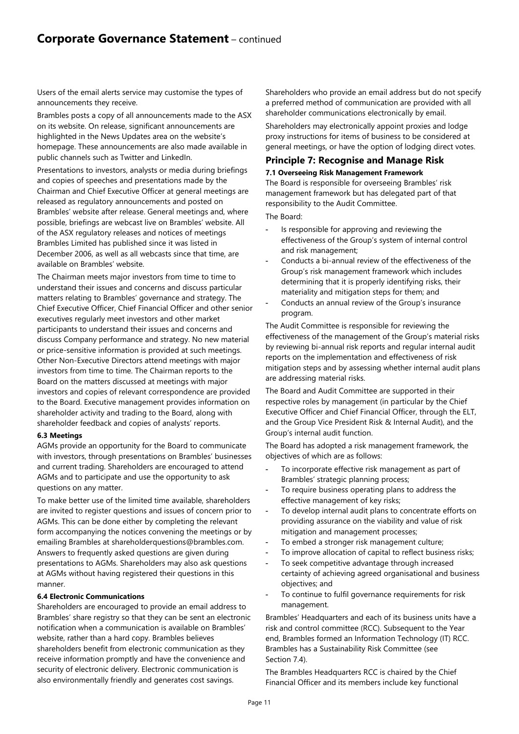Users of the email alerts service may customise the types of announcements they receive.

Brambles posts a copy of all announcements made to the ASX on its website. On release, significant announcements are highlighted in the News Updates area on the website's homepage. These announcements are also made available in public channels such as Twitter and LinkedIn.

Presentations to investors, analysts or media during briefings and copies of speeches and presentations made by the Chairman and Chief Executive Officer at general meetings are released as regulatory announcements and posted on Brambles' website after release. General meetings and, where possible, briefings are webcast live on Brambles' website. All of the ASX regulatory releases and notices of meetings Brambles Limited has published since it was listed in December 2006, as well as all webcasts since that time, are available on Brambles' website.

The Chairman meets major investors from time to time to understand their issues and concerns and discuss particular matters relating to Brambles' governance and strategy. The Chief Executive Officer, Chief Financial Officer and other senior executives regularly meet investors and other market participants to understand their issues and concerns and discuss Company performance and strategy. No new material or price-sensitive information is provided at such meetings. Other Non-Executive Directors attend meetings with major investors from time to time. The Chairman reports to the Board on the matters discussed at meetings with major investors and copies of relevant correspondence are provided to the Board. Executive management provides information on shareholder activity and trading to the Board, along with shareholder feedback and copies of analysts' reports.

#### 6.3 Meetings

AGMs provide an opportunity for the Board to communicate with investors, through presentations on Brambles' businesses and current trading. Shareholders are encouraged to attend AGMs and to participate and use the opportunity to ask questions on any matter.

To make better use of the limited time available, shareholders are invited to register questions and issues of concern prior to AGMs. This can be done either by completing the relevant form accompanying the notices convening the meetings or by emailing Brambles at shareholderquestions@brambles.com. Answers to frequently asked questions are given during presentations to AGMs. Shareholders may also ask questions at AGMs without having registered their questions in this manner.

#### 6.4 Electronic Communications

Shareholders are encouraged to provide an email address to Brambles' share registry so that they can be sent an electronic notification when a communication is available on Brambles' website, rather than a hard copy. Brambles believes shareholders benefit from electronic communication as they receive information promptly and have the convenience and security of electronic delivery. Electronic communication is also environmentally friendly and generates cost savings.

Shareholders who provide an email address but do not specify a preferred method of communication are provided with all shareholder communications electronically by email.

Shareholders may electronically appoint proxies and lodge proxy instructions for items of business to be considered at general meetings, or have the option of lodging direct votes.

### Principle 7: Recognise and Manage Risk

#### 7.1 Overseeing Risk Management Framework

The Board is responsible for overseeing Brambles' risk management framework but has delegated part of that responsibility to the Audit Committee.

The Board:

- Is responsible for approving and reviewing the effectiveness of the Group's system of internal control and risk management;
- Conducts a bi-annual review of the effectiveness of the Group's risk management framework which includes determining that it is properly identifying risks, their materiality and mitigation steps for them; and
- Conducts an annual review of the Group's insurance program.

The Audit Committee is responsible for reviewing the effectiveness of the management of the Group's material risks by reviewing bi-annual risk reports and regular internal audit reports on the implementation and effectiveness of risk mitigation steps and by assessing whether internal audit plans are addressing material risks.

The Board and Audit Committee are supported in their respective roles by management (in particular by the Chief Executive Officer and Chief Financial Officer, through the ELT, and the Group Vice President Risk & Internal Audit), and the Group's internal audit function.

The Board has adopted a risk management framework, the objectives of which are as follows:

- To incorporate effective risk management as part of Brambles' strategic planning process;
- To require business operating plans to address the effective management of key risks;
- To develop internal audit plans to concentrate efforts on providing assurance on the viability and value of risk mitigation and management processes;
- To embed a stronger risk management culture;
- To improve allocation of capital to reflect business risks;
- To seek competitive advantage through increased certainty of achieving agreed organisational and business objectives; and
- To continue to fulfil governance requirements for risk management.

Brambles' Headquarters and each of its business units have a risk and control committee (RCC). Subsequent to the Year end, Brambles formed an Information Technology (IT) RCC. Brambles has a Sustainability Risk Committee (see Section 7.4).

The Brambles Headquarters RCC is chaired by the Chief Financial Officer and its members include key functional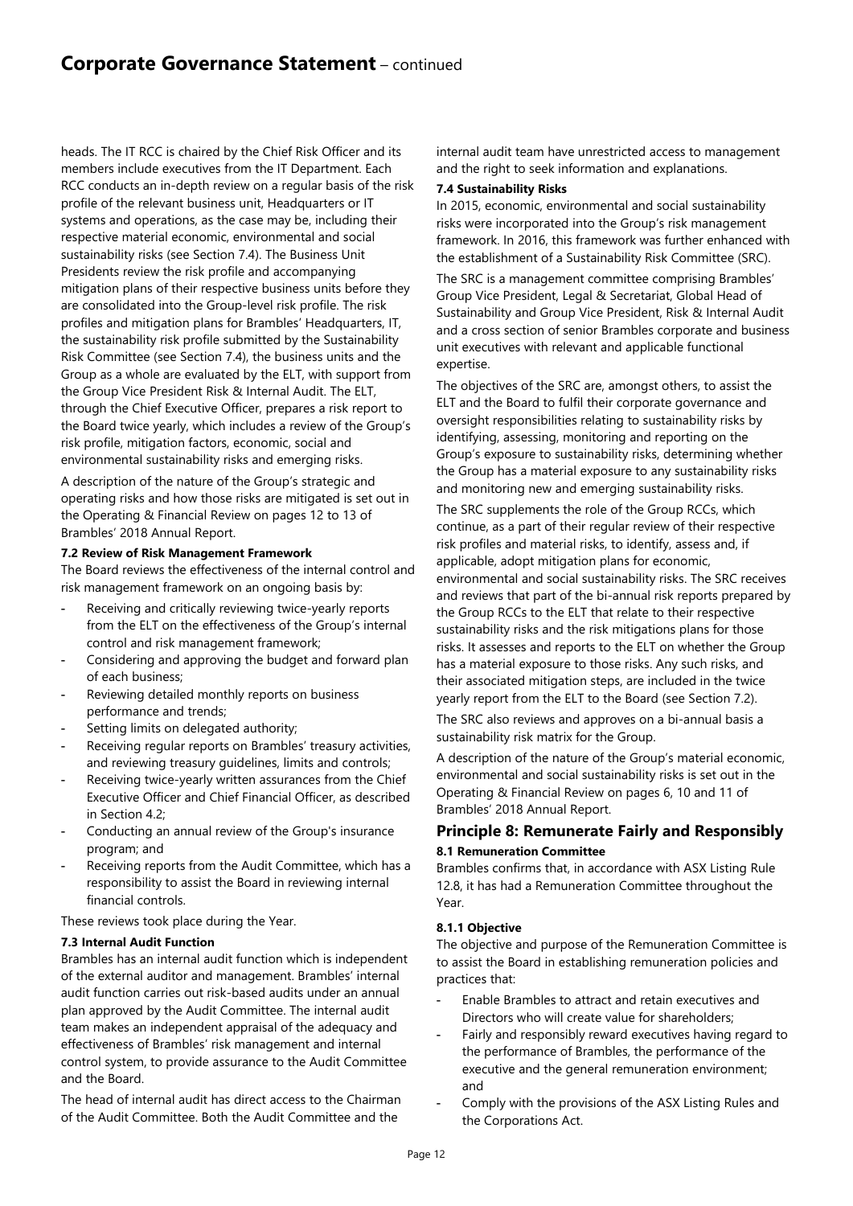heads. The IT RCC is chaired by the Chief Risk Officer and its members include executives from the IT Department. Each RCC conducts an in-depth review on a regular basis of the risk profile of the relevant business unit, Headquarters or IT systems and operations, as the case may be, including their respective material economic, environmental and social sustainability risks (see Section 7.4). The Business Unit Presidents review the risk profile and accompanying mitigation plans of their respective business units before they are consolidated into the Group-level risk profile. The risk profiles and mitigation plans for Brambles' Headquarters, IT, the sustainability risk profile submitted by the Sustainability Risk Committee (see Section 7.4), the business units and the Group as a whole are evaluated by the ELT, with support from the Group Vice President Risk & Internal Audit. The ELT, through the Chief Executive Officer, prepares a risk report to the Board twice yearly, which includes a review of the Group's risk profile, mitigation factors, economic, social and environmental sustainability risks and emerging risks.

A description of the nature of the Group's strategic and operating risks and how those risks are mitigated is set out in the Operating & Financial Review on pages 12 to 13 of Brambles' 2018 Annual Report.

#### 7.2 Review of Risk Management Framework

The Board reviews the effectiveness of the internal control and risk management framework on an ongoing basis by:

- Receiving and critically reviewing twice-yearly reports from the ELT on the effectiveness of the Group's internal control and risk management framework;
- Considering and approving the budget and forward plan of each business;
- Reviewing detailed monthly reports on business performance and trends;
- Setting limits on delegated authority;
- Receiving regular reports on Brambles' treasury activities, and reviewing treasury guidelines, limits and controls;
- Receiving twice-yearly written assurances from the Chief Executive Officer and Chief Financial Officer, as described in Section 4.2;
- Conducting an annual review of the Group's insurance program; and
- Receiving reports from the Audit Committee, which has a responsibility to assist the Board in reviewing internal financial controls.

These reviews took place during the Year.

#### 7.3 Internal Audit Function

Brambles has an internal audit function which is independent of the external auditor and management. Brambles' internal audit function carries out risk-based audits under an annual plan approved by the Audit Committee. The internal audit team makes an independent appraisal of the adequacy and effectiveness of Brambles' risk management and internal control system, to provide assurance to the Audit Committee and the Board.

The head of internal audit has direct access to the Chairman of the Audit Committee. Both the Audit Committee and the internal audit team have unrestricted access to management and the right to seek information and explanations.

#### 7.4 Sustainability Risks

In 2015, economic, environmental and social sustainability risks were incorporated into the Group's risk management framework. In 2016, this framework was further enhanced with the establishment of a Sustainability Risk Committee (SRC).

The SRC is a management committee comprising Brambles' Group Vice President, Legal & Secretariat, Global Head of Sustainability and Group Vice President, Risk & Internal Audit and a cross section of senior Brambles corporate and business unit executives with relevant and applicable functional expertise.

The objectives of the SRC are, amongst others, to assist the ELT and the Board to fulfil their corporate governance and oversight responsibilities relating to sustainability risks by identifying, assessing, monitoring and reporting on the Group's exposure to sustainability risks, determining whether the Group has a material exposure to any sustainability risks and monitoring new and emerging sustainability risks.

The SRC supplements the role of the Group RCCs, which continue, as a part of their regular review of their respective risk profiles and material risks, to identify, assess and, if applicable, adopt mitigation plans for economic, environmental and social sustainability risks. The SRC receives and reviews that part of the bi-annual risk reports prepared by the Group RCCs to the ELT that relate to their respective sustainability risks and the risk mitigations plans for those risks. It assesses and reports to the ELT on whether the Group has a material exposure to those risks. Any such risks, and their associated mitigation steps, are included in the twice yearly report from the ELT to the Board (see Section 7.2).

The SRC also reviews and approves on a bi-annual basis a sustainability risk matrix for the Group.

A description of the nature of the Group's material economic, environmental and social sustainability risks is set out in the Operating & Financial Review on pages 6, 10 and 11 of Brambles' 2018 Annual Report.

## Principle 8: Remunerate Fairly and Responsibly

#### 8.1 Remuneration Committee

Brambles confirms that, in accordance with ASX Listing Rule 12.8, it has had a Remuneration Committee throughout the Year.

#### 8.1.1 Objective

The objective and purpose of the Remuneration Committee is to assist the Board in establishing remuneration policies and practices that:

- Enable Brambles to attract and retain executives and Directors who will create value for shareholders;
- Fairly and responsibly reward executives having regard to the performance of Brambles, the performance of the executive and the general remuneration environment; and
- Comply with the provisions of the ASX Listing Rules and the Corporations Act.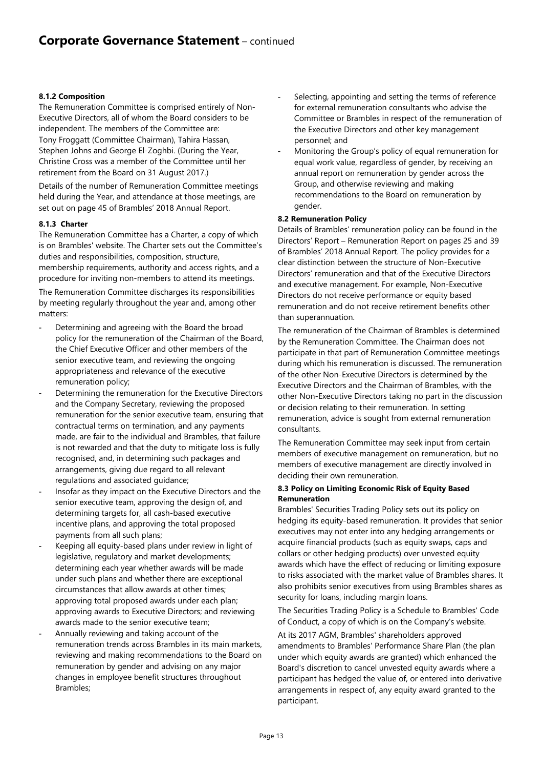# Corporate Governance Statement – continued

**8.1.2 Composition**

The Remuneration Committee is comprised entirely of Non-Executive Directors, all of whom the Board considers to be independent. The members of the Committee are: Tony Froggatt (Committee Chairman), Tahira Hassan, Stephen Johns and George El-Zoghbi. (During the Year, Christine Cross was a member of the Committee until her retirement from the Board on 31 August 2017.)

Details of the number of Remuneration Committee meetings held during the Year, and attendance at those meetings, are set out on page 45 of Brambles' 2018 Annual Report.

**8.1.3 Charter**

The Remuneration Committee has a Charter, a copy of which is on Brambles' website. The Charter sets out the Committee's duties and responsibilities, composition, structure, membership requirements, authority and access rights, and a procedure for inviting non-members to attend its meetings.

The Remuneration Committee discharges its responsibilities by meeting regularly throughout the year and, among other matters:

- Determining and agreeing with the Board the broad policy for the remuneration of the Chairman of the Board, the Chief Executive Officer and other members of the senior executive team, and reviewing the ongoing appropriateness and relevance of the executive remuneration policy;
- Determining the remuneration for the Executive Directors and the Company Secretary, reviewing the proposed remuneration for the senior executive team, ensuring that contractual terms on termination, and any payments made, are fair to the individual and Brambles, that failure is not rewarded and that the duty to mitigate loss is fully recognised, and, in determining such packages and arrangements, giving due regard to all relevant regulations and associated guidance;
- Insofar as they impact on the Executive Directors and the senior executive team, approving the design of, and determining targets for, all cash-based executive incentive plans, and approving the total proposed payments from all such plans;
- Keeping all equity-based plans under review in light of legislative, regulatory and market developments; determining each year whether awards will be made under such plans and whether there are exceptional circumstances that allow awards at other times; approving total proposed awards under each plan; approving awards to Executive Directors; and reviewing awards made to the senior executive team;
- Annually reviewing and taking account of the remuneration trends across Brambles in its main markets, reviewing and making recommendations to the Board on remuneration by gender and advising on any major changes in employee benefit structures throughout Brambles;
- Selecting, appointing and setting the terms of reference for external remuneration consultants who advise the Committee or Brambles in respect of the remuneration of the Executive Directors and other key management personnel; and
- Monitoring the Group's policy of equal remuneration for equal work value, regardless of gender, by receiving an annual report on remuneration by gender across the Group, and otherwise reviewing and making recommendations to the Board on remuneration by gender.

**8.2 Remuneration Policy**

Details of Brambles' remuneration policy can be found in the Directors' Report – Remuneration Report on pages 25 and 39 of Brambles' 2018 Annual Report. The policy provides for a clear distinction between the structure of Non-Executive Directors' remuneration and that of the Executive Directors and executive management. For example, Non-Executive Directors do not receive performance or equity based remuneration and do not receive retirement benefits other than superannuation.

The remuneration of the Chairman of Brambles is determined by the Remuneration Committee. The Chairman does not participate in that part of Remuneration Committee meetings during which his remuneration is discussed. The remuneration of the other Non-Executive Directors is determined by the Executive Directors and the Chairman of Brambles, with the other Non-Executive Directors taking no part in the discussion or decision relating to their remuneration. In setting remuneration, advice is sought from external remuneration consultants.

The Remuneration Committee may seek input from certain members of executive management on remuneration, but no members of executive management are directly involved in deciding their own remuneration.

**8.3 Policy on Limiting Economic Risk of Equity Based Remuneration**

Brambles' Securities Trading Policy sets out its policy on hedging its equity-based remuneration. It provides that senior executives may not enter into any hedging arrangements or acquire financial products (such as equity swaps, caps and collars or other hedging products) over unvested equity awards which have the effect of reducing or limiting exposure to risks associated with the market value of Brambles shares. It also prohibits senior executives from using Brambles shares as security for loans, including margin loans.

The Securities Trading Policy is a Schedule to Brambles' Code of Conduct, a copy of which is on the Company's website.

At its 2017 AGM, Brambles' shareholders approved amendments to Brambles' Performance Share Plan (the plan under which equity awards are granted) which enhanced the Board's discretion to cancel unvested equity awards where a participant has hedged the value of, or entered into derivative arrangements in respect of, any equity award granted to the participant.